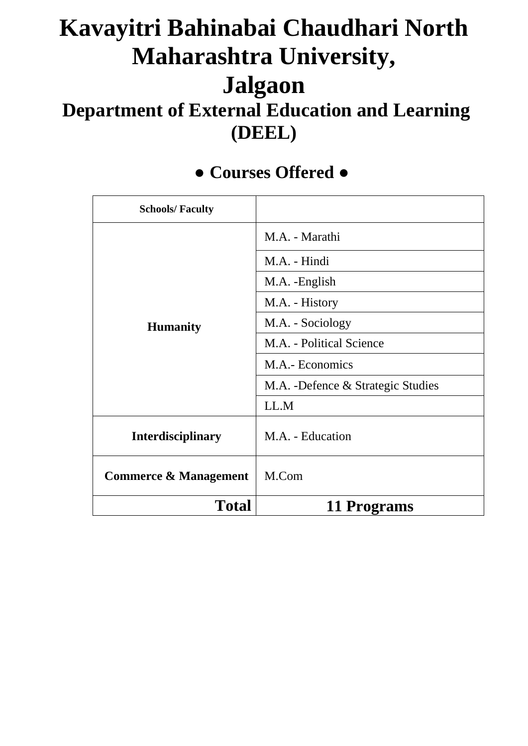# Kavayitri Bahinabai Chaudhari North Maharashtra University, Jalgaon

## Department of External Education and Learning (DEEL)

### ● Courses Offered ●

| Schools/ Faculty | |
|---|---|
| **Humanity** | M.A. - Marathi |
| | M.A. - Hindi |
| | M.A. -English |
| | M.A. - History |
| | M.A. - Sociology |
| | M.A. - Political Science |
| | M.A.- Economics |
| | M.A. -Defence & Strategic Studies |
| | LL.M |
| **Interdisciplinary** | M.A. - Education |
| **Commerce & Management** | M.Com |
| **Total** | **11 Programs** |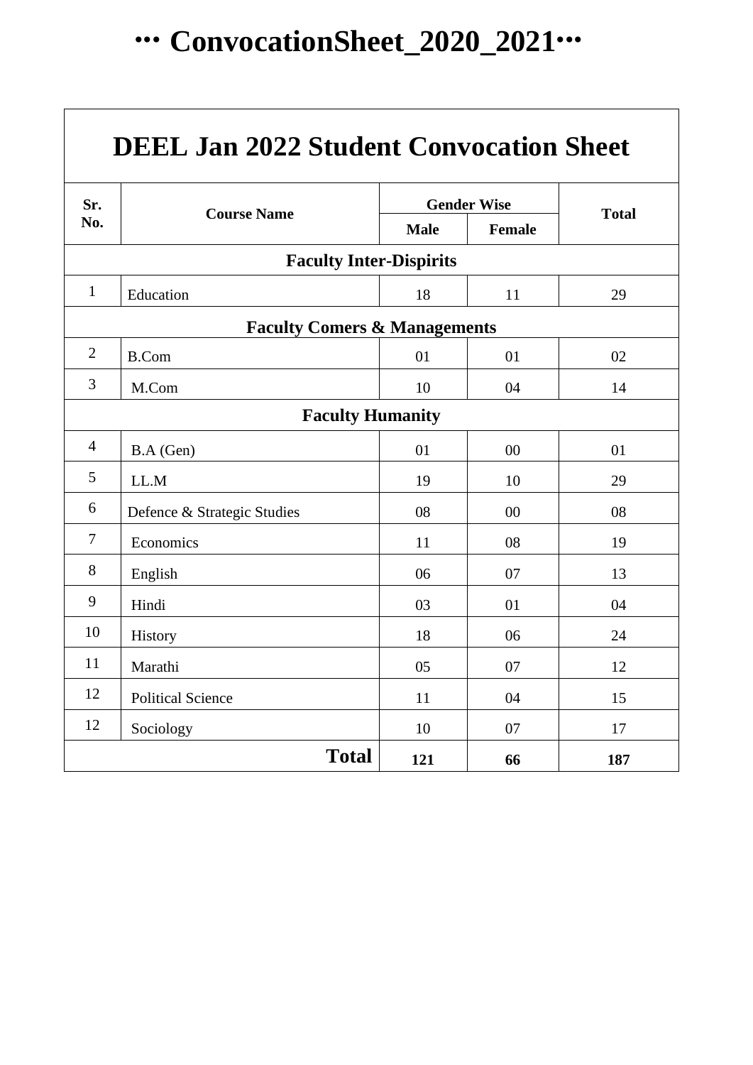# ••• ConvocationSheet_2020_2021•••

| DEEL Jan 2022 Student Convocation Sheet | | | | |
|---|---|---|---|---|
| **Sr. No.** | **Course Name** | **Gender Wise** | | **Total** |
| | | **Male** | **Female** | |
| **Faculty Inter-Dispirits** | | | | |
| 1 | Education | 18 | 11 | 29 |
| **Faculty Comers & Managements** | | | | |
| 2 | B.Com | 01 | 01 | 02 |
| 3 | M.Com | 10 | 04 | 14 |
| **Faculty Humanity** | | | | |
| 4 | B.A (Gen) | 01 | 00 | 01 |
| 5 | LL.M | 19 | 10 | 29 |
| 6 | Defence & Strategic Studies | 08 | 00 | 08 |
| 7 | Economics | 11 | 08 | 19 |
| 8 | English | 06 | 07 | 13 |
| 9 | Hindi | 03 | 01 | 04 |
| 10 | History | 18 | 06 | 24 |
| 11 | Marathi | 05 | 07 | 12 |
| 12 | Political Science | 11 | 04 | 15 |
| 12 | Sociology | 10 | 07 | 17 |
| | **Total** | **121** | **66** | **187** |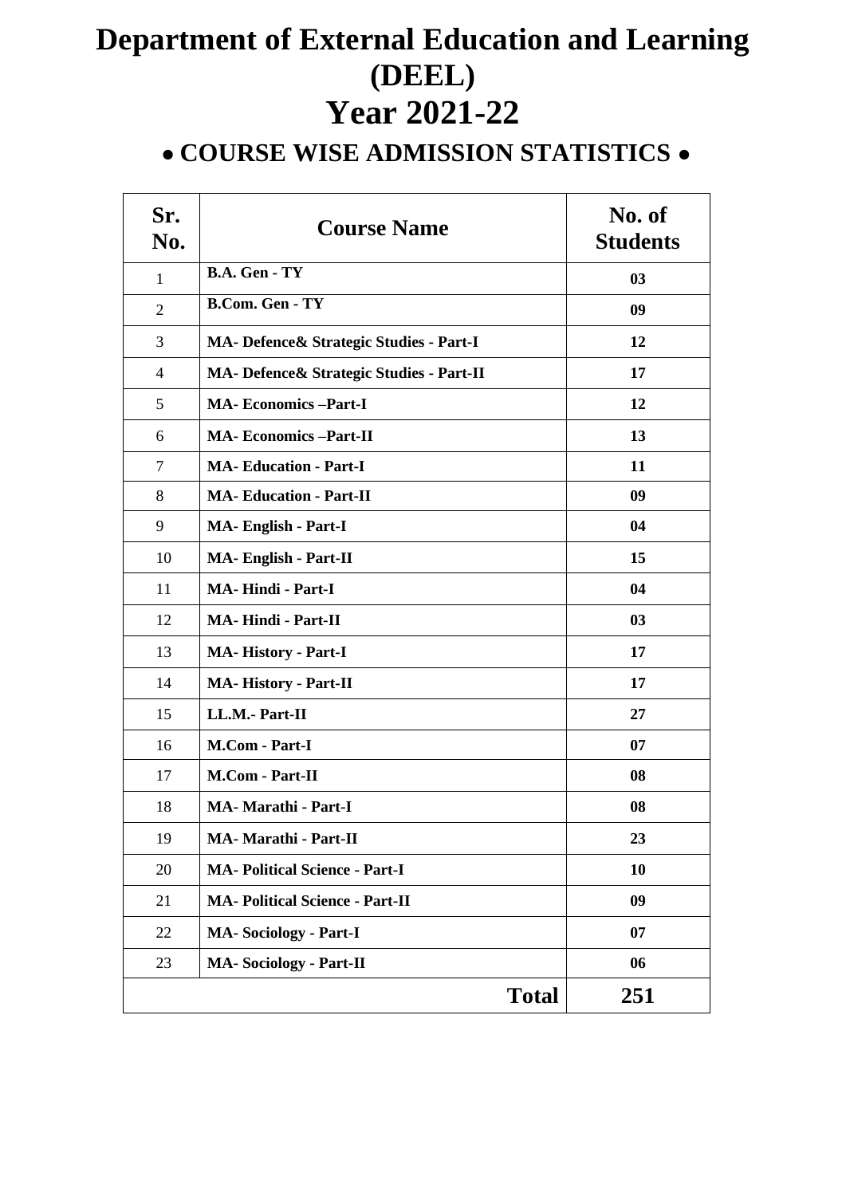# Department of External Education and Learning (DEEL)

# Year 2021-22

## • COURSE WISE ADMISSION STATISTICS •

| Sr. No. | Course Name | No. of Students |
|---|---|---|
| 1 | **B.A. Gen - TY** | **03** |
| 2 | **B.Com. Gen - TY** | **09** |
| 3 | **MA- Defence& Strategic Studies - Part-I** | **12** |
| 4 | **MA- Defence& Strategic Studies - Part-II** | **17** |
| 5 | **MA- Economics –Part-I** | **12** |
| 6 | **MA- Economics –Part-II** | **13** |
| 7 | **MA- Education - Part-I** | **11** |
| 8 | **MA- Education - Part-II** | **09** |
| 9 | **MA- English - Part-I** | **04** |
| 10 | **MA- English - Part-II** | **15** |
| 11 | **MA- Hindi - Part-I** | **04** |
| 12 | **MA- Hindi - Part-II** | **03** |
| 13 | **MA- History - Part-I** | **17** |
| 14 | **MA- History - Part-II** | **17** |
| 15 | **LL.M.- Part-II** | **27** |
| 16 | **M.Com - Part-I** | **07** |
| 17 | **M.Com - Part-II** | **08** |
| 18 | **MA- Marathi - Part-I** | **08** |
| 19 | **MA- Marathi - Part-II** | **23** |
| 20 | **MA- Political Science - Part-I** | **10** |
| 21 | **MA- Political Science - Part-II** | **09** |
| 22 | **MA- Sociology - Part-I** | **07** |
| 23 | **MA- Sociology - Part-II** | **06** |
| | **Total** | **251** |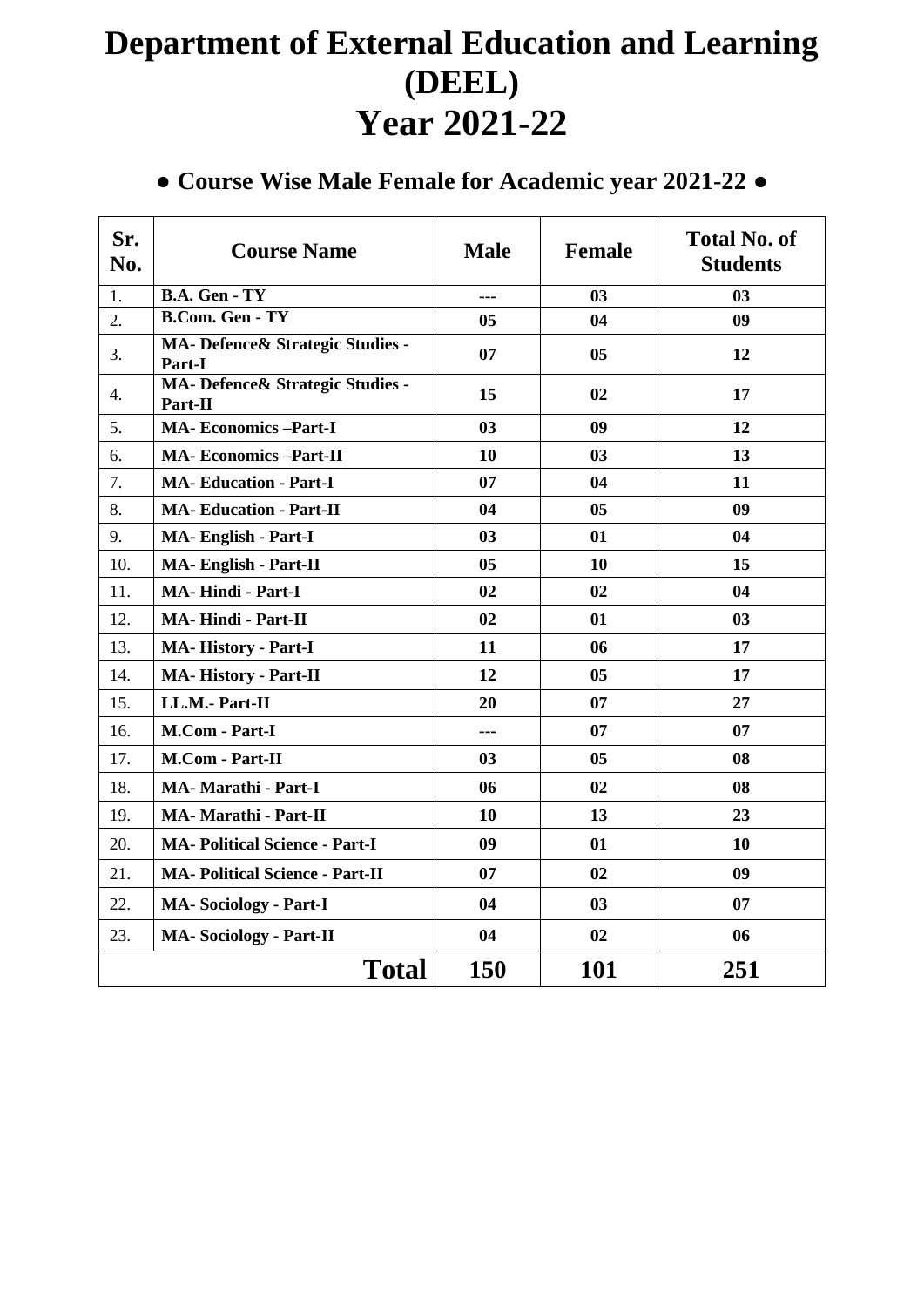# Department of External Education and Learning (DEEL)
# Year 2021-22

## ● Course Wise Male Female for Academic year 2021-22 ●

| Sr. No. | Course Name | Male | Female | Total No. of Students |
|---|---|---|---|---|
| 1. | **B.A. Gen - TY** | --- | 03 | 03 |
| 2. | **B.Com. Gen - TY** | 05 | 04 | 09 |
| 3. | **MA- Defence& Strategic Studies - Part-I** | 07 | 05 | 12 |
| 4. | **MA- Defence& Strategic Studies - Part-II** | 15 | 02 | 17 |
| 5. | **MA- Economics –Part-I** | 03 | 09 | 12 |
| 6. | **MA- Economics –Part-II** | 10 | 03 | 13 |
| 7. | **MA- Education - Part-I** | 07 | 04 | 11 |
| 8. | **MA- Education - Part-II** | 04 | 05 | 09 |
| 9. | **MA- English - Part-I** | 03 | 01 | 04 |
| 10. | **MA- English - Part-II** | 05 | 10 | 15 |
| 11. | **MA- Hindi - Part-I** | 02 | 02 | 04 |
| 12. | **MA- Hindi - Part-II** | 02 | 01 | 03 |
| 13. | **MA- History - Part-I** | 11 | 06 | 17 |
| 14. | **MA- History - Part-II** | 12 | 05 | 17 |
| 15. | **LL.M.- Part-II** | 20 | 07 | 27 |
| 16. | **M.Com - Part-I** | --- | 07 | 07 |
| 17. | **M.Com - Part-II** | 03 | 05 | 08 |
| 18. | **MA- Marathi - Part-I** | 06 | 02 | 08 |
| 19. | **MA- Marathi - Part-II** | 10 | 13 | 23 |
| 20. | **MA- Political Science - Part-I** | 09 | 01 | 10 |
| 21. | **MA- Political Science - Part-II** | 07 | 02 | 09 |
| 22. | **MA- Sociology - Part-I** | 04 | 03 | 07 |
| 23. | **MA- Sociology - Part-II** | 04 | 02 | 06 |
| | **Total** | **150** | **101** | **251** |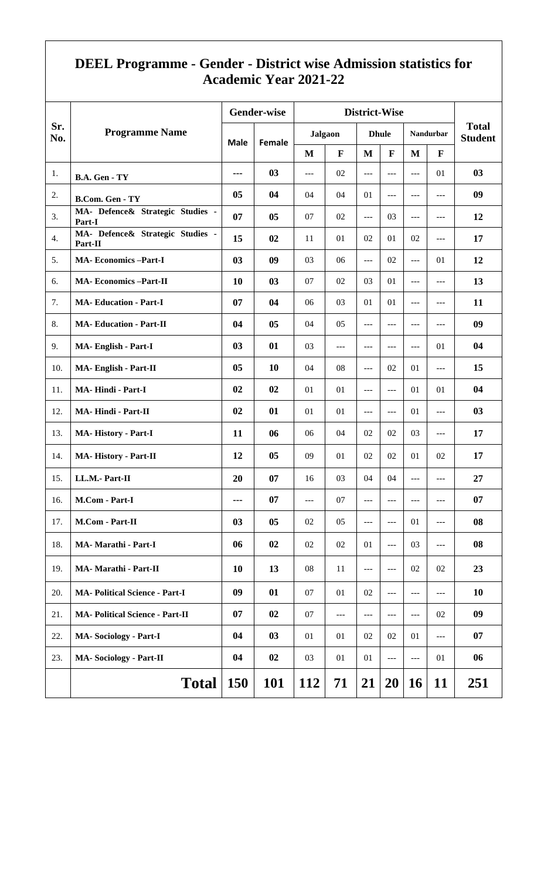# DEEL Programme - Gender - District wise Admission statistics for Academic Year 2021-22

| Sr. No. | Programme Name | Gender-wise | | District-Wise | | | | | | Total Student |
|---|---|---|---|---|---|---|---|---|---|---|
| | | Male | Female | Jalgaon | | Dhule | | Nandurbar | | |
| | | | | M | F | M | F | M | F | |
| 1. | B.A. Gen - TY | --- | 03 | --- | 02 | --- | --- | --- | 01 | 03 |
| 2. | B.Com. Gen - TY | 05 | 04 | 04 | 04 | 01 | --- | --- | --- | 09 |
| 3. | MA- Defence& Strategic Studies - Part-I | 07 | 05 | 07 | 02 | --- | 03 | --- | --- | 12 |
| 4. | MA- Defence& Strategic Studies - Part-II | 15 | 02 | 11 | 01 | 02 | 01 | 02 | --- | 17 |
| 5. | MA- Economics –Part-I | 03 | 09 | 03 | 06 | --- | 02 | --- | 01 | 12 |
| 6. | MA- Economics –Part-II | 10 | 03 | 07 | 02 | 03 | 01 | --- | --- | 13 |
| 7. | MA- Education - Part-I | 07 | 04 | 06 | 03 | 01 | 01 | --- | --- | 11 |
| 8. | MA- Education - Part-II | 04 | 05 | 04 | 05 | --- | --- | --- | --- | 09 |
| 9. | MA- English - Part-I | 03 | 01 | 03 | --- | --- | --- | --- | 01 | 04 |
| 10. | MA- English - Part-II | 05 | 10 | 04 | 08 | --- | 02 | 01 | --- | 15 |
| 11. | MA- Hindi - Part-I | 02 | 02 | 01 | 01 | --- | --- | 01 | 01 | 04 |
| 12. | MA- Hindi - Part-II | 02 | 01 | 01 | 01 | --- | --- | 01 | --- | 03 |
| 13. | MA- History - Part-I | 11 | 06 | 06 | 04 | 02 | 02 | 03 | --- | 17 |
| 14. | MA- History - Part-II | 12 | 05 | 09 | 01 | 02 | 02 | 01 | 02 | 17 |
| 15. | LL.M.- Part-II | 20 | 07 | 16 | 03 | 04 | 04 | --- | --- | 27 |
| 16. | M.Com - Part-I | --- | 07 | --- | 07 | --- | --- | --- | --- | 07 |
| 17. | M.Com - Part-II | 03 | 05 | 02 | 05 | --- | --- | 01 | --- | 08 |
| 18. | MA- Marathi - Part-I | 06 | 02 | 02 | 02 | 01 | --- | 03 | --- | 08 |
| 19. | MA- Marathi - Part-II | 10 | 13 | 08 | 11 | --- | --- | 02 | 02 | 23 |
| 20. | MA- Political Science - Part-I | 09 | 01 | 07 | 01 | 02 | --- | --- | --- | 10 |
| 21. | MA- Political Science - Part-II | 07 | 02 | 07 | --- | --- | --- | --- | 02 | 09 |
| 22. | MA- Sociology - Part-I | 04 | 03 | 01 | 01 | 02 | 02 | 01 | --- | 07 |
| 23. | MA- Sociology - Part-II | 04 | 02 | 03 | 01 | 01 | --- | --- | 01 | 06 |
| | **Total** | **150** | **101** | **112** | **71** | **21** | **20** | **16** | **11** | **251** |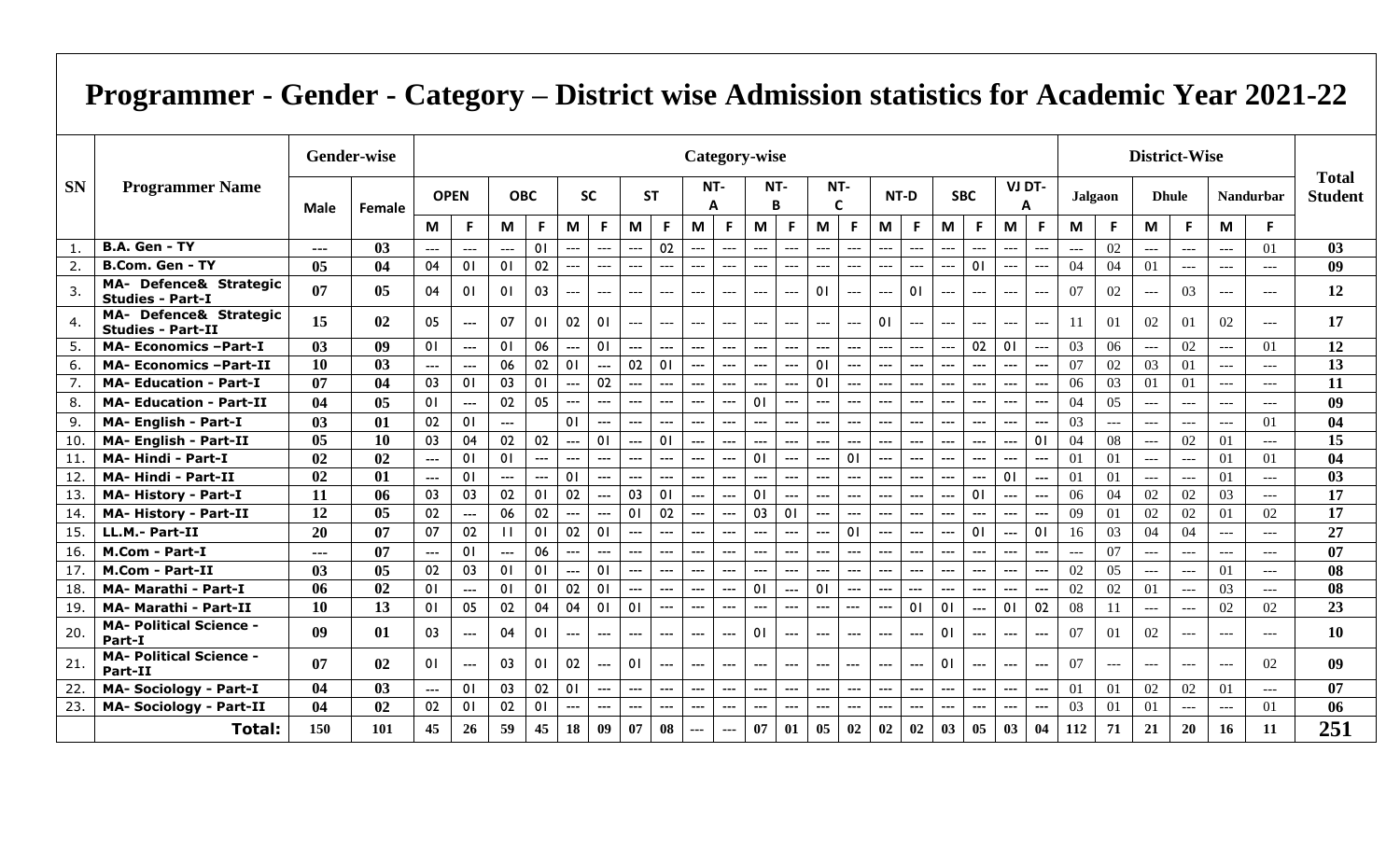# Programmer - Gender - Category – District wise Admission statistics for Academic Year 2021-22

| SN | Programmer Name | Gender-wise | | Category-wise | | | | | | | | | | | | | | | | | | | | | | District-Wise | | | | | | Total Student |
|---|---|---|---|---|---|---|---|---|---|---|---|---|---|---|---|---|---|---|---|---|---|---|---|---|---|---|---|---|---|---|---|---|
| | | Male | Female | OPEN | | OBC | | SC | | ST | | NT-A | | NT-B | | NT-C | | NT-D | | SBC | | VJ DT-A | | Jalgaon | | Dhule | | Nandurbar | | |
| | | | | M | F | M | F | M | F | M | F | M | F | M | F | M | F | M | F | M | F | M | F | M | F | M | F | M | F | |
| 1. | B.A. Gen - TY | --- | 03 | --- | --- | --- | 01 | --- | --- | --- | 02 | --- | --- | --- | --- | --- | --- | --- | --- | --- | --- | --- | --- | --- | 02 | --- | --- | --- | 01 | 03 |
| 2. | B.Com. Gen - TY | 05 | 04 | 04 | 01 | 01 | 02 | --- | --- | --- | --- | --- | --- | --- | --- | --- | --- | --- | --- | --- | 01 | --- | --- | 04 | 04 | 01 | --- | --- | --- | 09 |
| 3. | MA- Defence& Strategic Studies - Part-I | 07 | 05 | 04 | 01 | 01 | 03 | --- | --- | --- | --- | --- | --- | --- | --- | 01 | --- | --- | 01 | --- | --- | --- | --- | 07 | 02 | --- | 03 | --- | --- | 12 |
| 4. | MA- Defence& Strategic Studies - Part-II | 15 | 02 | 05 | --- | 07 | 01 | 02 | 01 | --- | --- | --- | --- | --- | --- | --- | --- | 01 | --- | --- | --- | --- | --- | 11 | 01 | 02 | 01 | 02 | --- | 17 |
| 5. | MA- Economics –Part-I | 03 | 09 | 01 | --- | 01 | 06 | --- | 01 | --- | --- | --- | --- | --- | --- | --- | --- | --- | --- | --- | 02 | 01 | --- | 03 | 06 | --- | 02 | --- | 01 | 12 |
| 6. | MA- Economics –Part-II | 10 | 03 | --- | --- | 06 | 02 | 01 | --- | 02 | 01 | --- | --- | --- | --- | 01 | --- | --- | --- | --- | --- | --- | --- | 07 | 02 | 03 | 01 | --- | --- | 13 |
| 7. | MA- Education - Part-I | 07 | 04 | 03 | 01 | 03 | 01 | --- | 02 | --- | --- | --- | --- | --- | --- | 01 | --- | --- | --- | --- | --- | --- | --- | 06 | 03 | 01 | 01 | --- | --- | 11 |
| 8. | MA- Education - Part-II | 04 | 05 | 01 | --- | 02 | 05 | --- | --- | --- | --- | --- | --- | 01 | --- | --- | --- | --- | --- | --- | --- | --- | --- | 04 | 05 | --- | --- | --- | --- | 09 |
| 9. | MA- English - Part-I | 03 | 01 | 02 | 01 | --- | | 01 | --- | --- | --- | --- | --- | --- | --- | --- | --- | --- | --- | --- | --- | --- | --- | 03 | --- | --- | --- | --- | 01 | 04 |
| 10. | MA- English - Part-II | 05 | 10 | 03 | 04 | 02 | 02 | --- | 01 | --- | 01 | --- | --- | --- | --- | --- | --- | --- | --- | --- | --- | --- | 01 | 04 | 08 | --- | 02 | 01 | --- | 15 |
| 11. | MA- Hindi - Part-I | 02 | 02 | --- | 01 | 01 | --- | --- | --- | --- | --- | --- | --- | 01 | --- | --- | 01 | --- | --- | --- | --- | --- | --- | 01 | 01 | --- | --- | 01 | 01 | 04 |
| 12. | MA- Hindi - Part-II | 02 | 01 | --- | 01 | --- | --- | 01 | --- | --- | --- | --- | --- | --- | --- | --- | --- | --- | --- | --- | --- | 01 | --- | 01 | 01 | --- | --- | 01 | --- | 03 |
| 13. | MA- History - Part-I | 11 | 06 | 03 | 03 | 02 | 01 | 02 | --- | 03 | 01 | --- | --- | 01 | --- | --- | --- | --- | --- | --- | 01 | --- | --- | 06 | 04 | 02 | 02 | 03 | --- | 17 |
| 14. | MA- History - Part-II | 12 | 05 | 02 | --- | 06 | 02 | --- | --- | 01 | 02 | --- | --- | 03 | 01 | --- | --- | --- | --- | --- | --- | --- | --- | 09 | 01 | 02 | 02 | 01 | 02 | 17 |
| 15. | LL.M.- Part-II | 20 | 07 | 07 | 02 | 11 | 01 | 02 | 01 | --- | --- | --- | --- | --- | --- | --- | 01 | --- | --- | --- | 01 | --- | 01 | 16 | 03 | 04 | 04 | --- | --- | 27 |
| 16. | M.Com - Part-I | --- | 07 | --- | 01 | --- | 06 | --- | --- | --- | --- | --- | --- | --- | --- | --- | --- | --- | --- | --- | --- | --- | --- | --- | 07 | --- | --- | --- | --- | 07 |
| 17. | M.Com - Part-II | 03 | 05 | 02 | 03 | 01 | 01 | --- | 01 | --- | --- | --- | --- | --- | --- | --- | --- | --- | --- | --- | --- | --- | --- | 02 | 05 | --- | --- | 01 | --- | 08 |
| 18. | MA- Marathi - Part-I | 06 | 02 | 01 | --- | 01 | 01 | 02 | 01 | --- | --- | --- | --- | 01 | --- | 01 | --- | --- | --- | --- | --- | --- | --- | 02 | 02 | 01 | --- | 03 | --- | 08 |
| 19. | MA- Marathi - Part-II | 10 | 13 | 01 | 05 | 02 | 04 | 04 | 01 | 01 | --- | --- | --- | --- | --- | --- | --- | --- | 01 | 01 | --- | 01 | 02 | 08 | 11 | --- | --- | 02 | 02 | 23 |
| 20. | MA- Political Science - Part-I | 09 | 01 | 03 | --- | 04 | 01 | --- | --- | --- | --- | --- | --- | 01 | --- | --- | --- | --- | --- | 01 | --- | --- | --- | 07 | 01 | 02 | --- | --- | --- | 10 |
| 21. | MA- Political Science - Part-II | 07 | 02 | 01 | --- | 03 | 01 | 02 | --- | 01 | --- | --- | --- | --- | --- | --- | --- | --- | --- | 01 | --- | --- | --- | 07 | --- | --- | --- | --- | 02 | 09 |
| 22. | MA- Sociology - Part-I | 04 | 03 | --- | 01 | 03 | 02 | 01 | --- | --- | --- | --- | --- | --- | --- | --- | --- | --- | --- | --- | --- | --- | --- | 01 | 01 | 02 | 02 | 01 | --- | 07 |
| 23. | MA- Sociology - Part-II | 04 | 02 | 02 | 01 | 02 | 01 | --- | --- | --- | --- | --- | --- | --- | --- | --- | --- | --- | --- | --- | --- | --- | --- | 03 | 01 | 01 | --- | --- | 01 | 06 |
| | **Total:** | 150 | 101 | 45 | 26 | 59 | 45 | 18 | 09 | 07 | 08 | --- | --- | 07 | 01 | 05 | 02 | 02 | 02 | 03 | 05 | 03 | 04 | 112 | 71 | 21 | 20 | 16 | 11 | 251 |